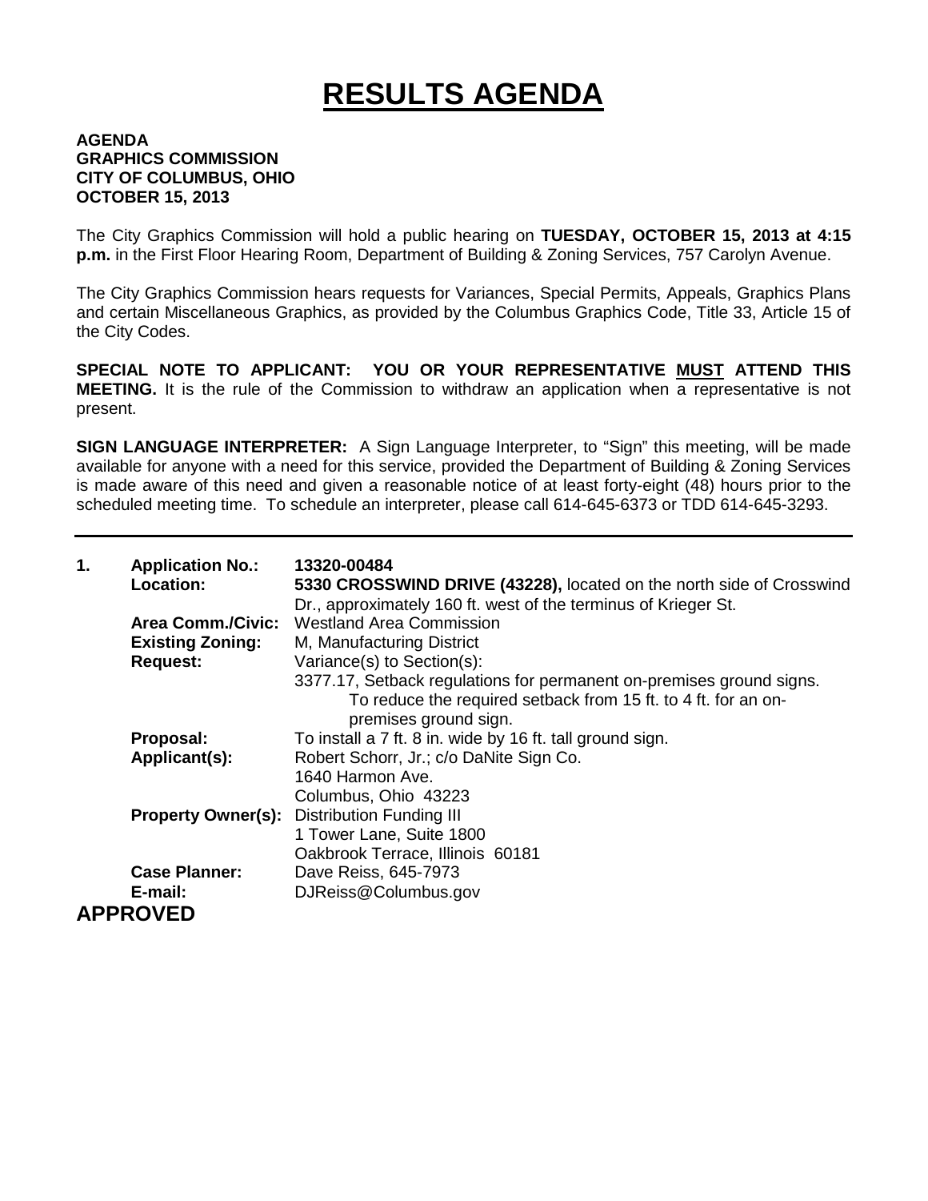# RESULTS AGENDA

**AGENDA**
**GRAPHICS COMMISSION**
**CITY OF COLUMBUS, OHIO**
**OCTOBER 15, 2013**

The City Graphics Commission will hold a public hearing on **TUESDAY, OCTOBER 15, 2013 at 4:15 p.m.** in the First Floor Hearing Room, Department of Building & Zoning Services, 757 Carolyn Avenue.

The City Graphics Commission hears requests for Variances, Special Permits, Appeals, Graphics Plans and certain Miscellaneous Graphics, as provided by the Columbus Graphics Code, Title 33, Article 15 of the City Codes.

**SPECIAL NOTE TO APPLICANT: YOU OR YOUR REPRESENTATIVE MUST ATTEND THIS MEETING.** It is the rule of the Commission to withdraw an application when a representative is not present.

**SIGN LANGUAGE INTERPRETER:** A Sign Language Interpreter, to "Sign" this meeting, will be made available for anyone with a need for this service, provided the Department of Building & Zoning Services is made aware of this need and given a reasonable notice of at least forty-eight (48) hours prior to the scheduled meeting time. To schedule an interpreter, please call 614-645-6373 or TDD 614-645-3293.

---

**1. Application No.:** **13320-00484**

**Location:** **5330 CROSSWIND DRIVE (43228),** located on the north side of Crosswind Dr., approximately 160 ft. west of the terminus of Krieger St.

**Area Comm./Civic:** Westland Area Commission

**Existing Zoning:** M, Manufacturing District

**Request:** Variance(s) to Section(s):
3377.17, Setback regulations for permanent on-premises ground signs.
To reduce the required setback from 15 ft. to 4 ft. for an on-premises ground sign.

**Proposal:** To install a 7 ft. 8 in. wide by 16 ft. tall ground sign.

**Applicant(s):** Robert Schorr, Jr.; c/o DaNite Sign Co.
1640 Harmon Ave.
Columbus, Ohio 43223

**Property Owner(s):** Distribution Funding III
1 Tower Lane, Suite 1800
Oakbrook Terrace, Illinois 60181

**Case Planner:** Dave Reiss, 645-7973

**E-mail:** DJReiss@Columbus.gov

**APPROVED**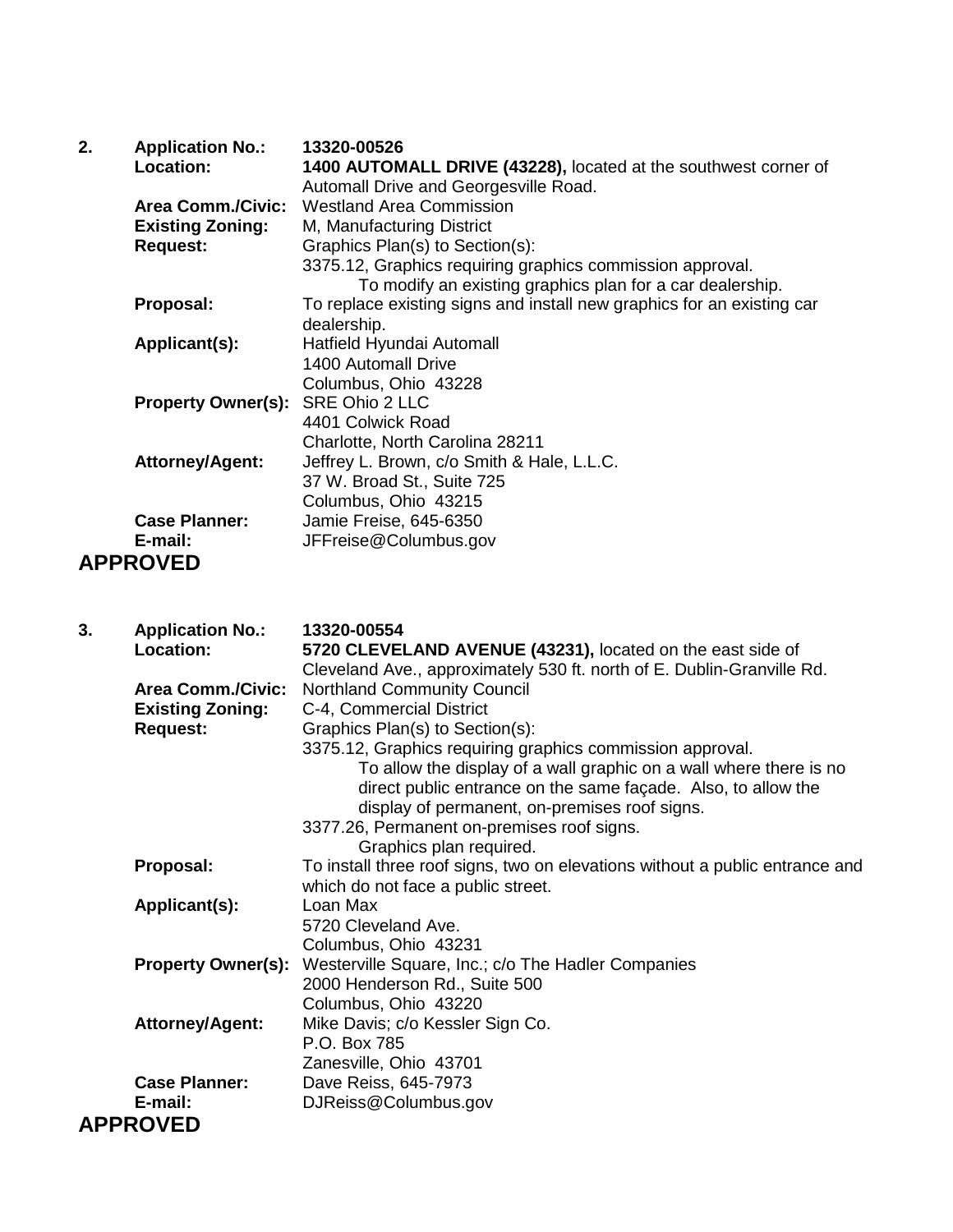2\. **Application No.:** **13320-00526**

**Location:** **1400 AUTOMALL DRIVE (43228),** located at the southwest corner of Automall Drive and Georgesville Road.

**Area Comm./Civic:** Westland Area Commission

**Existing Zoning:** M, Manufacturing District

**Request:** Graphics Plan(s) to Section(s):
3375.12, Graphics requiring graphics commission approval.
To modify an existing graphics plan for a car dealership.

**Proposal:** To replace existing signs and install new graphics for an existing car dealership.

**Applicant(s):** Hatfield Hyundai Automall
1400 Automall Drive
Columbus, Ohio 43228

**Property Owner(s):** SRE Ohio 2 LLC
4401 Colwick Road
Charlotte, North Carolina 28211

**Attorney/Agent:** Jeffrey L. Brown, c/o Smith & Hale, L.L.C.
37 W. Broad St., Suite 725
Columbus, Ohio 43215

**Case Planner:** Jamie Freise, 645-6350

**E-mail:** JFFreise@Columbus.gov

## APPROVED

3\. **Application No.:** **13320-00554**

**Location:** **5720 CLEVELAND AVENUE (43231),** located on the east side of Cleveland Ave., approximately 530 ft. north of E. Dublin-Granville Rd.

**Area Comm./Civic:** Northland Community Council

**Existing Zoning:** C-4, Commercial District

**Request:** Graphics Plan(s) to Section(s):
3375.12, Graphics requiring graphics commission approval.
To allow the display of a wall graphic on a wall where there is no direct public entrance on the same façade. Also, to allow the display of permanent, on-premises roof signs.
3377.26, Permanent on-premises roof signs.
Graphics plan required.

**Proposal:** To install three roof signs, two on elevations without a public entrance and which do not face a public street.

**Applicant(s):** Loan Max
5720 Cleveland Ave.
Columbus, Ohio 43231

**Property Owner(s):** Westerville Square, Inc.; c/o The Hadler Companies
2000 Henderson Rd., Suite 500
Columbus, Ohio 43220

**Attorney/Agent:** Mike Davis; c/o Kessler Sign Co.
P.O. Box 785
Zanesville, Ohio 43701

**Case Planner:** Dave Reiss, 645-7973

**E-mail:** DJReiss@Columbus.gov

## APPROVED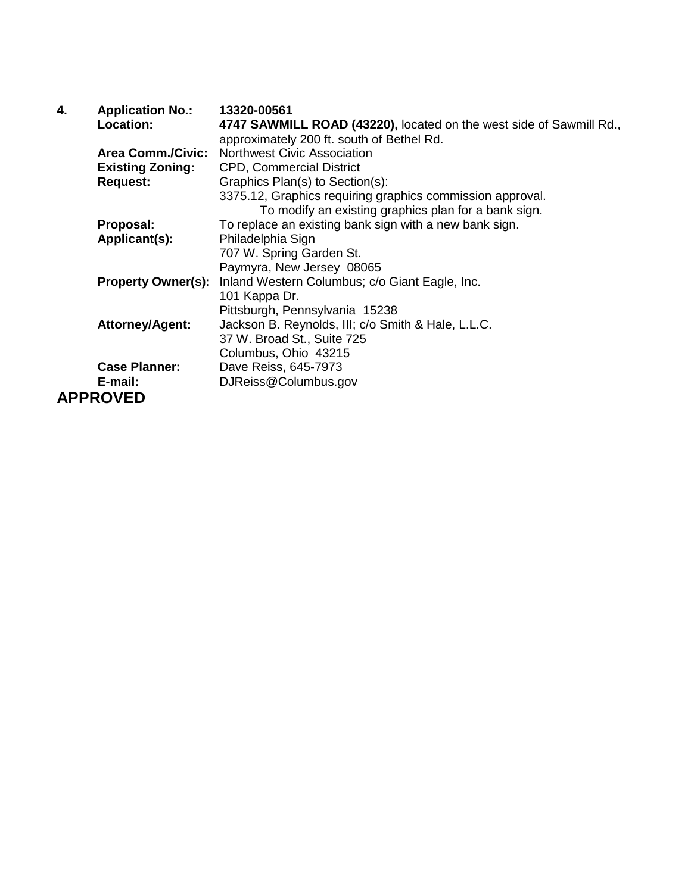**4.** **Application No.:** **13320-00561**

**Location:** **4747 SAWMILL ROAD (43220),** located on the west side of Sawmill Rd., approximately 200 ft. south of Bethel Rd.

**Area Comm./Civic:** Northwest Civic Association

**Existing Zoning:** CPD, Commercial District

**Request:** Graphics Plan(s) to Section(s):
3375.12, Graphics requiring graphics commission approval.
To modify an existing graphics plan for a bank sign.

**Proposal:** To replace an existing bank sign with a new bank sign.

**Applicant(s):** Philadelphia Sign
707 W. Spring Garden St.
Paymyra, New Jersey 08065

**Property Owner(s):** Inland Western Columbus; c/o Giant Eagle, Inc.
101 Kappa Dr.
Pittsburgh, Pennsylvania 15238

**Attorney/Agent:** Jackson B. Reynolds, III; c/o Smith & Hale, L.L.C.
37 W. Broad St., Suite 725
Columbus, Ohio 43215

**Case Planner:** Dave Reiss, 645-7973

**E-mail:** DJReiss@Columbus.gov

**APPROVED**